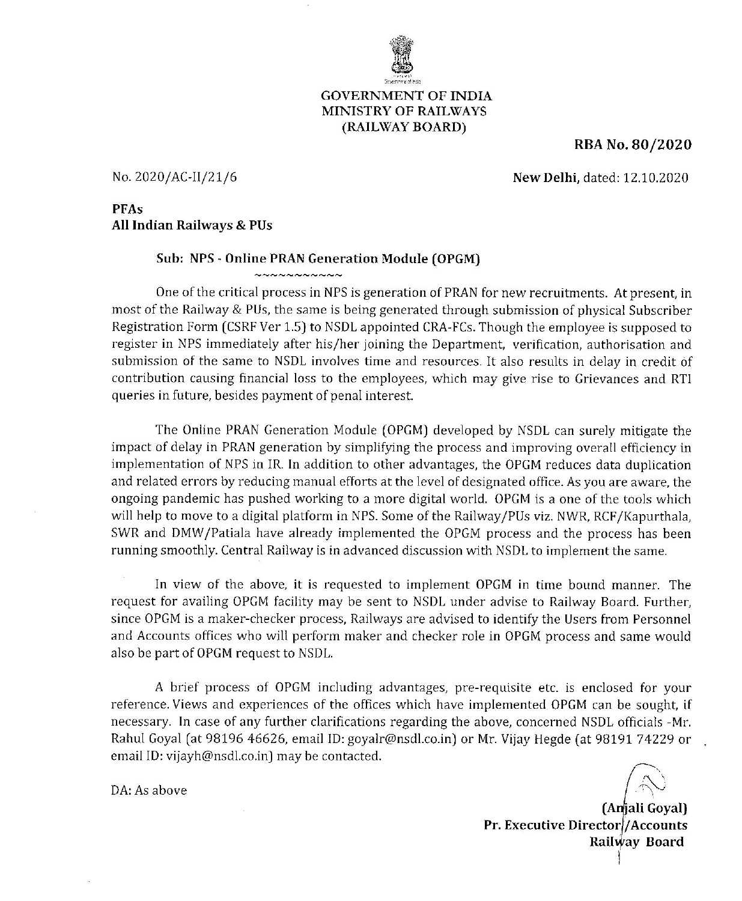GOVERNMENT OF INDIA
MINISTRY OF RAILWAYS
(RAILWAY BOARD)

**RBA No. 80/2020**

No. 2020/AC-II/21/6 **New Delhi**, dated: 12.10.2020

**PFAs**
**All Indian Railways & PUs**

**Sub: NPS - Online PRAN Generation Module (OPGM)**

One of the critical process in NPS is generation of PRAN for new recruitments. At present, in most of the Railway & PUs, the same is being generated through submission of physical Subscriber Registration Form (CSRF Ver 1.5) to NSDL appointed CRA-FCs. Though the employee is supposed to register in NPS immediately after his/her joining the Department, verification, authorisation and submission of the same to NSDL involves time and resources. It also results in delay in credit of contribution causing financial loss to the employees, which may give rise to Grievances and RTI queries in future, besides payment of penal interest.

The Online PRAN Generation Module (OPGM) developed by NSDL can surely mitigate the impact of delay in PRAN generation by simplifying the process and improving overall efficiency in implementation of NPS in IR. In addition to other advantages, the OPGM reduces data duplication and related errors by reducing manual efforts at the level of designated office. As you are aware, the ongoing pandemic has pushed working to a more digital world. OPGM is a one of the tools which will help to move to a digital platform in NPS. Some of the Railway/PUs viz. NWR, RCF/Kapurthala, SWR and DMW/Patiala have already implemented the OPGM process and the process has been running smoothly. Central Railway is in advanced discussion with NSDL to implement the same.

In view of the above, it is requested to implement OPGM in time bound manner. The request for availing OPGM facility may be sent to NSDL under advise to Railway Board. Further, since OPGM is a maker-checker process, Railways are advised to identify the Users from Personnel and Accounts offices who will perform maker and checker role in OPGM process and same would also be part of OPGM request to NSDL.

A brief process of OPGM including advantages, pre-requisite etc. is enclosed for your reference. Views and experiences of the offices which have implemented OPGM can be sought, if necessary. In case of any further clarifications regarding the above, concerned NSDL officials -Mr. Rahul Goyal (at 98196 46626, email ID: goyalr@nsdl.co.in) or Mr. Vijay Hegde (at 98191 74229 or email ID: vijayh@nsdl.co.in) may be contacted.

DA: As above

**(Anjali Goyal)**
**Pr. Executive Director/Accounts**
**Railway Board**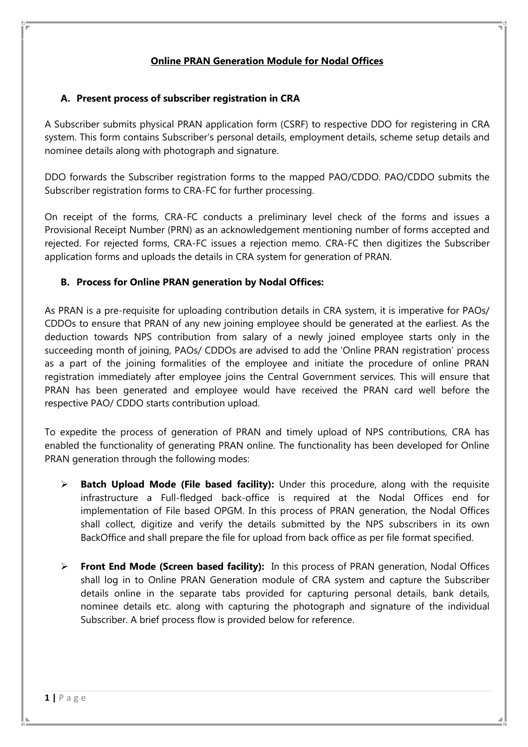# Online PRAN Generation Module for Nodal Offices

## A. Present process of subscriber registration in CRA

A Subscriber submits physical PRAN application form (CSRF) to respective DDO for registering in CRA system. This form contains Subscriber's personal details, employment details, scheme setup details and nominee details along with photograph and signature.

DDO forwards the Subscriber registration forms to the mapped PAO/CDDO. PAO/CDDO submits the Subscriber registration forms to CRA-FC for further processing.

On receipt of the forms, CRA-FC conducts a preliminary level check of the forms and issues a Provisional Receipt Number (PRN) as an acknowledgement mentioning number of forms accepted and rejected. For rejected forms, CRA-FC issues a rejection memo. CRA-FC then digitizes the Subscriber application forms and uploads the details in CRA system for generation of PRAN.

## B. Process for Online PRAN generation by Nodal Offices:

As PRAN is a pre-requisite for uploading contribution details in CRA system, it is imperative for PAOs/ CDDOs to ensure that PRAN of any new joining employee should be generated at the earliest. As the deduction towards NPS contribution from salary of a newly joined employee starts only in the succeeding month of joining, PAOs/ CDDOs are advised to add the 'Online PRAN registration' process as a part of the joining formalities of the employee and initiate the procedure of online PRAN registration immediately after employee joins the Central Government services. This will ensure that PRAN has been generated and employee would have received the PRAN card well before the respective PAO/ CDDO starts contribution upload.

To expedite the process of generation of PRAN and timely upload of NPS contributions, CRA has enabled the functionality of generating PRAN online. The functionality has been developed for Online PRAN generation through the following modes:

- **Batch Upload Mode (File based facility):** Under this procedure, along with the requisite infrastructure a Full-fledged back-office is required at the Nodal Offices end for implementation of File based OPGM. In this process of PRAN generation, the Nodal Offices shall collect, digitize and verify the details submitted by the NPS subscribers in its own BackOffice and shall prepare the file for upload from back office as per file format specified.

- **Front End Mode (Screen based facility):** In this process of PRAN generation, Nodal Offices shall log in to Online PRAN Generation module of CRA system and capture the Subscriber details online in the separate tabs provided for capturing personal details, bank details, nominee details etc. along with capturing the photograph and signature of the individual Subscriber. A brief process flow is provided below for reference.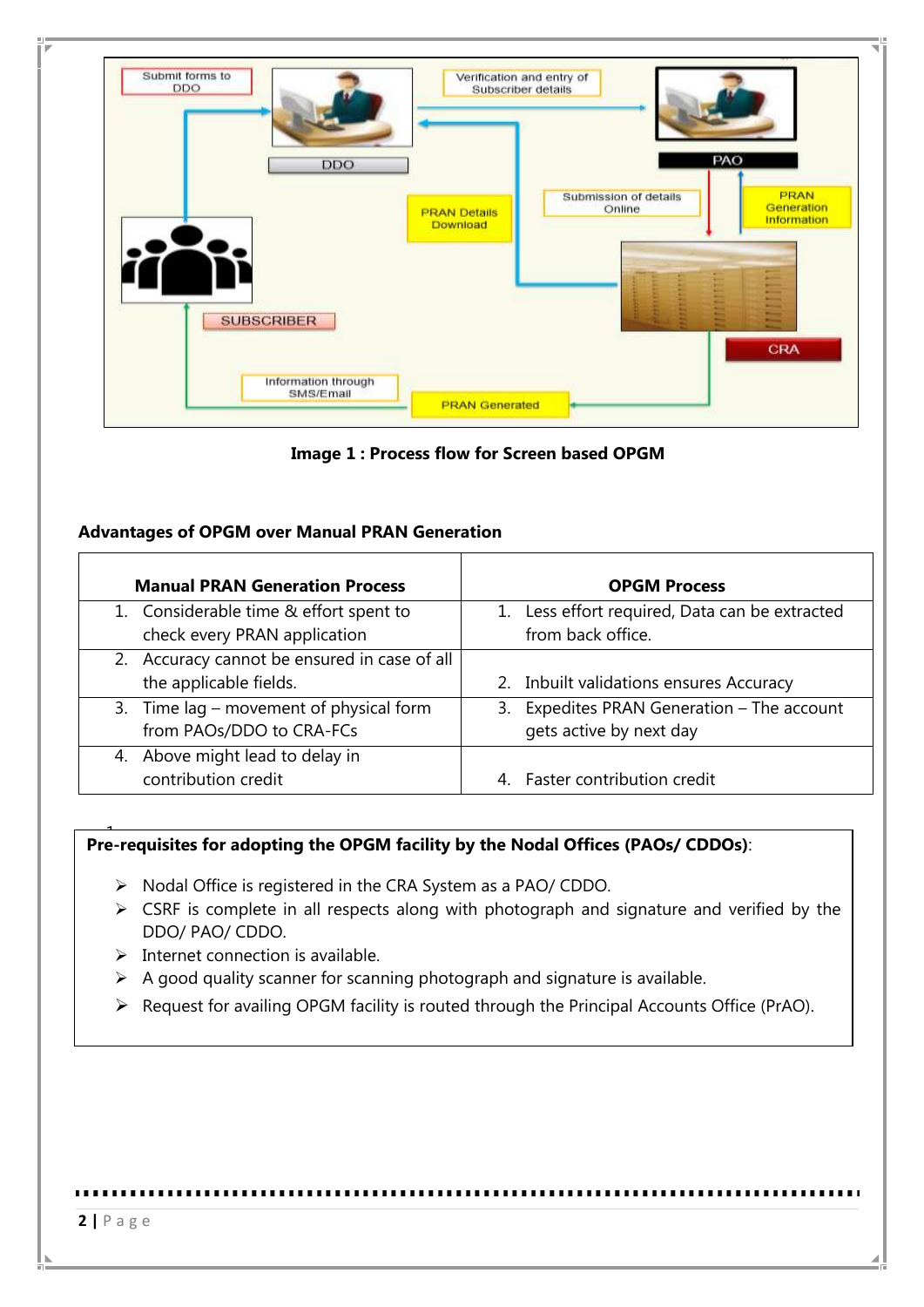Submit forms to DDO

DDO

Verification and entry of Subscriber details

PAO

PRAN Details Download

Submission of details Online

PRAN Generation Information

SUBSCRIBER

CRA

Information through SMS/Email

PRAN Generated

**Image 1 : Process flow for Screen based OPGM**

### Advantages of OPGM over Manual PRAN Generation

| Manual PRAN Generation Process | OPGM Process |
|---|---|
| 1. Considerable time & effort spent to check every PRAN application | 1. Less effort required, Data can be extracted from back office. |
| 2. Accuracy cannot be ensured in case of all the applicable fields. | 2. Inbuilt validations ensures Accuracy |
| 3. Time lag – movement of physical form from PAOs/DDO to CRA-FCs | 3. Expedites PRAN Generation – The account gets active by next day |
| 4. Above might lead to delay in contribution credit | 4. Faster contribution credit |

**Pre-requisites for adopting the OPGM facility by the Nodal Offices (PAOs/ CDDOs)**:

- Nodal Office is registered in the CRA System as a PAO/ CDDO.
- CSRF is complete in all respects along with photograph and signature and verified by the DDO/ PAO/ CDDO.
- Internet connection is available.
- A good quality scanner for scanning photograph and signature is available.
- Request for availing OPGM facility is routed through the Principal Accounts Office (PrAO).